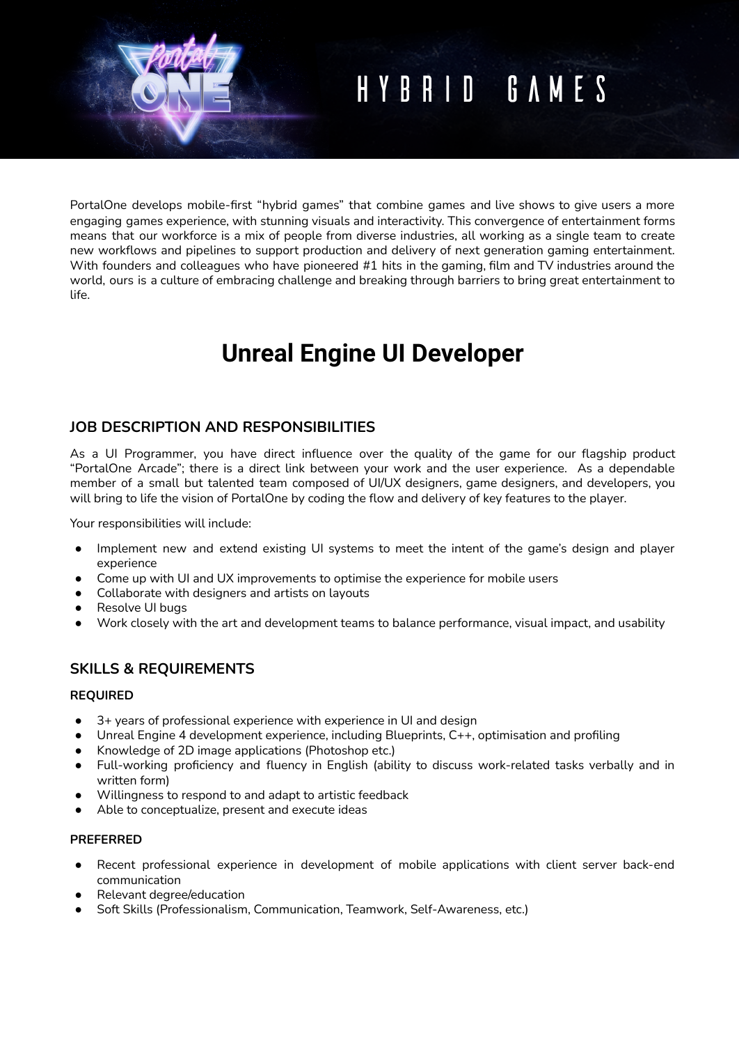PortalOne develops mobile-first "hybrid games" that combine games and live shows to give users a more engaging games experience, with stunning visuals and interactivity. This convergence of entertainment forms means that our workforce is a mix of people from diverse industries, all working as a single team to create new workflows and pipelines to support production and delivery of next generation gaming entertainment. With founders and colleagues who have pioneered #1 hits in the gaming, film and TV industries around the world, ours is a culture of embracing challenge and breaking through barriers to bring great entertainment to life.

# Unreal Engine UI Developer

## JOB DESCRIPTION AND RESPONSIBILITIES

As a UI Programmer, you have direct influence over the quality of the game for our flagship product "PortalOne Arcade"; there is a direct link between your work and the user experience. As a dependable member of a small but talented team composed of UI/UX designers, game designers, and developers, you will bring to life the vision of PortalOne by coding the flow and delivery of key features to the player.

Your responsibilities will include:

- Implement new and extend existing UI systems to meet the intent of the game's design and player experience
- Come up with UI and UX improvements to optimise the experience for mobile users
- Collaborate with designers and artists on layouts
- Resolve UI bugs
- Work closely with the art and development teams to balance performance, visual impact, and usability

## SKILLS & REQUIREMENTS

### REQUIRED

- 3+ years of professional experience with experience in UI and design
- Unreal Engine 4 development experience, including Blueprints, C++, optimisation and profiling
- Knowledge of 2D image applications (Photoshop etc.)
- Full-working proficiency and fluency in English (ability to discuss work-related tasks verbally and in written form)
- Willingness to respond to and adapt to artistic feedback
- Able to conceptualize, present and execute ideas

### PREFERRED

- Recent professional experience in development of mobile applications with client server back-end communication
- Relevant degree/education
- Soft Skills (Professionalism, Communication, Teamwork, Self-Awareness, etc.)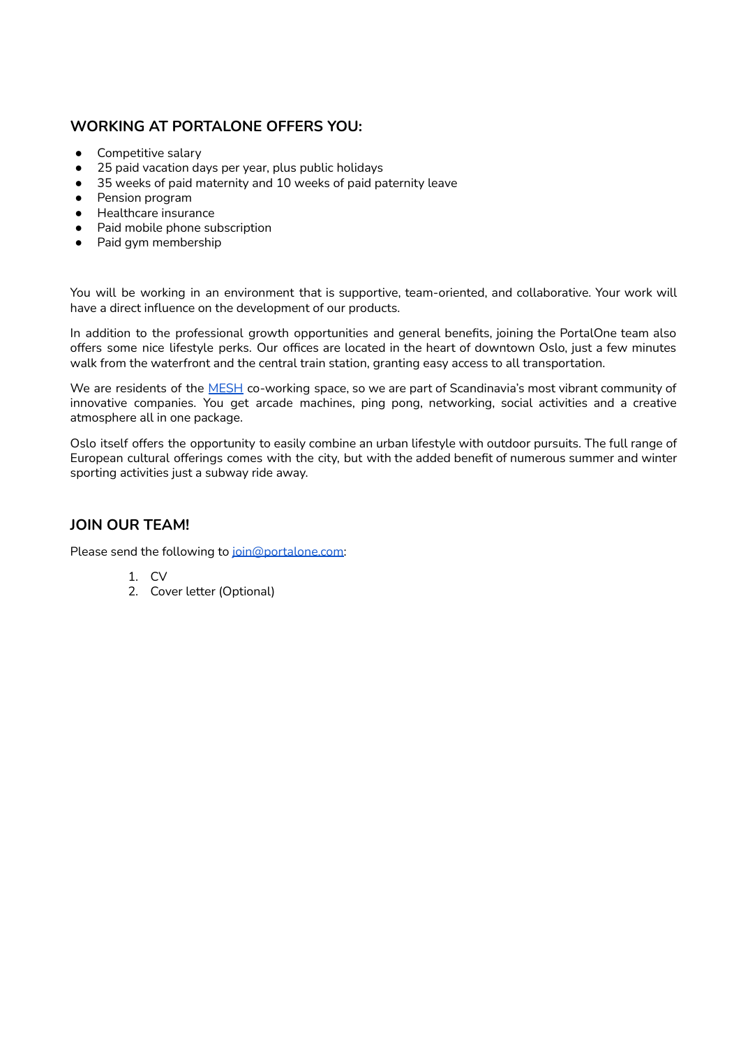## WORKING AT PORTALONE OFFERS YOU:

- Competitive salary
- 25 paid vacation days per year, plus public holidays
- 35 weeks of paid maternity and 10 weeks of paid paternity leave
- Pension program
- Healthcare insurance
- Paid mobile phone subscription
- Paid gym membership

You will be working in an environment that is supportive, team-oriented, and collaborative. Your work will have a direct influence on the development of our products.

In addition to the professional growth opportunities and general benefits, joining the PortalOne team also offers some nice lifestyle perks. Our offices are located in the heart of downtown Oslo, just a few minutes walk from the waterfront and the central train station, granting easy access to all transportation.

We are residents of the MESH co-working space, so we are part of Scandinavia's most vibrant community of innovative companies. You get arcade machines, ping pong, networking, social activities and a creative atmosphere all in one package.

Oslo itself offers the opportunity to easily combine an urban lifestyle with outdoor pursuits. The full range of European cultural offerings comes with the city, but with the added benefit of numerous summer and winter sporting activities just a subway ride away.

## JOIN OUR TEAM!

Please send the following to join@portalone.com:

1. CV
2. Cover letter (Optional)